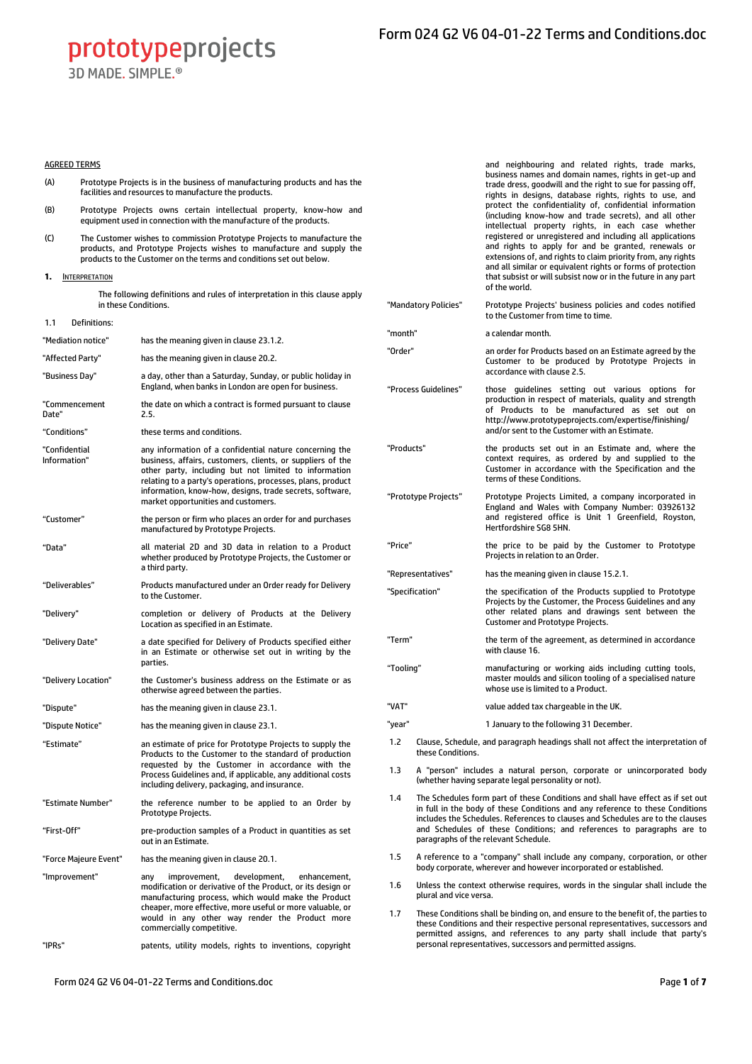prototypeprojects
3D MADE. SIMPLE.®

AGREED TERMS

(A) Prototype Projects is in the business of manufacturing products and has the facilities and resources to manufacture the products.

(B) Prototype Projects owns certain intellectual property, know-how and equipment used in connection with the manufacture of the products.

(C) The Customer wishes to commission Prototype Projects to manufacture the products, and Prototype Projects wishes to manufacture and supply the products to the Customer on the terms and conditions set out below.

## 1. INTERPRETATION

The following definitions and rules of interpretation in this clause apply in these Conditions.

1.1 Definitions:

| Term | Definition |
|---|---|
| "Mediation notice" | has the meaning given in clause 23.1.2. |
| "Affected Party" | has the meaning given in clause 20.2. |
| "Business Day" | a day, other than a Saturday, Sunday, or public holiday in England, when banks in London are open for business. |
| "Commencement Date" | the date on which a contract is formed pursuant to clause 2.5. |
| "Conditions" | these terms and conditions. |
| "Confidential Information" | any information of a confidential nature concerning the business, affairs, customers, clients, or suppliers of the other party, including but not limited to information relating to a party's operations, processes, plans, product information, know-how, designs, trade secrets, software, market opportunities and customers. |
| "Customer" | the person or firm who places an order for and purchases manufactured by Prototype Projects. |
| "Data" | all material 2D and 3D data in relation to a Product whether produced by Prototype Projects, the Customer or a third party. |
| "Deliverables" | Products manufactured under an Order ready for Delivery to the Customer. |
| "Delivery" | completion or delivery of Products at the Delivery Location as specified in an Estimate. |
| "Delivery Date" | a date specified for Delivery of Products specified either in an Estimate or otherwise set out in writing by the parties. |
| "Delivery Location" | the Customer's business address on the Estimate or as otherwise agreed between the parties. |
| "Dispute" | has the meaning given in clause 23.1. |
| "Dispute Notice" | has the meaning given in clause 23.1. |
| "Estimate" | an estimate of price for Prototype Projects to supply the Products to the Customer to the standard of production requested by the Customer in accordance with the Process Guidelines and, if applicable, any additional costs including delivery, packaging, and insurance. |
| "Estimate Number" | the reference number to be applied to an Order by Prototype Projects. |
| "First-Off" | pre-production samples of a Product in quantities as set out in an Estimate. |
| "Force Majeure Event" | has the meaning given in clause 20.1. |
| "Improvement" | any improvement, development, enhancement, modification or derivative of the Product, or its design or manufacturing process, which would make the Product cheaper, more effective, more useful or more valuable, or would in any other way render the Product more commercially competitive. |
| "IPRs" | patents, utility models, rights to inventions, copyright and neighbouring and related rights, trade marks, business names and domain names, rights in get-up and trade dress, goodwill and the right to sue for passing off, rights in designs, database rights, rights to use, and protect the confidentiality of, confidential information (including know-how and trade secrets), and all other intellectual property rights, in each case whether registered or unregistered and including all applications and rights to apply for and be granted, renewals or extensions of, and rights to claim priority from, any rights and all similar or equivalent rights or forms of protection that subsist or will subsist now or in the future in any part of the world. |
| "Mandatory Policies" | Prototype Projects' business policies and codes notified to the Customer from time to time. |
| "month" | a calendar month. |
| "Order" | an order for Products based on an Estimate agreed by the Customer to be produced by Prototype Projects in accordance with clause 2.5. |
| "Process Guidelines" | those guidelines setting out various options for production in respect of materials, quality and strength of Products to be manufactured as set out on http://www.prototypeprojects.com/expertise/finishing/ and/or sent to the Customer with an Estimate. |
| "Products" | the products set out in an Estimate and, where the context requires, as ordered by and supplied to the Customer in accordance with the Specification and the terms of these Conditions. |
| "Prototype Projects" | Prototype Projects Limited, a company incorporated in England and Wales with Company Number: 03926132 and registered office is Unit 1 Greenfield, Royston, Hertfordshire SG8 5HN. |
| "Price" | the price to be paid by the Customer to Prototype Projects in relation to an Order. |
| "Representatives" | has the meaning given in clause 15.2.1. |
| "Specification" | the specification of the Products supplied to Prototype Projects by the Customer, the Process Guidelines and any other related plans and drawings sent between the Customer and Prototype Projects. |
| "Term" | the term of the agreement, as determined in accordance with clause 16. |
| "Tooling" | manufacturing or working aids including cutting tools, master moulds and silicon tooling of a specialised nature whose use is limited to a Product. |
| "VAT" | value added tax chargeable in the UK. |
| "year" | 1 January to the following 31 December. |

1.2 Clause, Schedule, and paragraph headings shall not affect the interpretation of these Conditions.

1.3 A "person" includes a natural person, corporate or unincorporated body (whether having separate legal personality or not).

1.4 The Schedules form part of these Conditions and shall have effect as if set out in full in the body of these Conditions and any reference to these Conditions includes the Schedules. References to clauses and Schedules are to the clauses and Schedules of these Conditions; and references to paragraphs are to paragraphs of the relevant Schedule.

1.5 A reference to a "company" shall include any company, corporation, or other body corporate, wherever and however incorporated or established.

1.6 Unless the context otherwise requires, words in the singular shall include the plural and vice versa.

1.7 These Conditions shall be binding on, and ensure to the benefit of, the parties to these Conditions and their respective personal representatives, successors and permitted assigns, and references to any party shall include that party's personal representatives, successors and permitted assigns.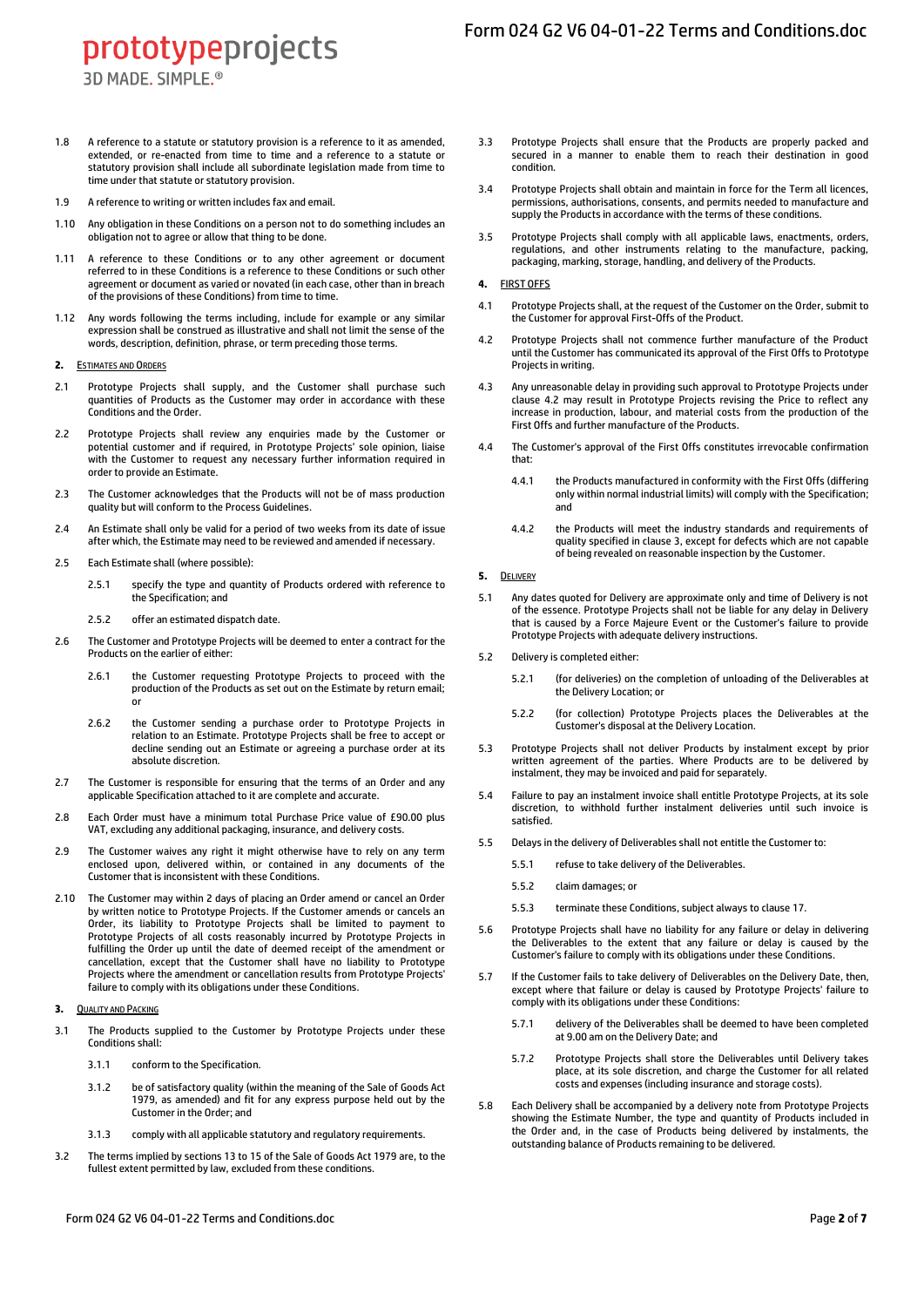1.8 A reference to a statute or statutory provision is a reference to it as amended, extended, or re-enacted from time to time and a reference to a statute or statutory provision shall include all subordinate legislation made from time to time under that statute or statutory provision.

1.9 A reference to writing or written includes fax and email.

1.10 Any obligation in these Conditions on a person not to do something includes an obligation not to agree or allow that thing to be done.

1.11 A reference to these Conditions or to any other agreement or document referred to in these Conditions is a reference to these Conditions or such other agreement or document as varied or novated (in each case, other than in breach of the provisions of these Conditions) from time to time.

1.12 Any words following the terms including, include for example or any similar expression shall be construed as illustrative and shall not limit the sense of the words, description, definition, phrase, or term preceding those terms.

**2. ESTIMATES AND ORDERS**

2.1 Prototype Projects shall supply, and the Customer shall purchase such quantities of Products as the Customer may order in accordance with these Conditions and the Order.

2.2 Prototype Projects shall review any enquiries made by the Customer or potential customer and if required, in Prototype Projects' sole opinion, liaise with the Customer to request any necessary further information required in order to provide an Estimate.

2.3 The Customer acknowledges that the Products will not be of mass production quality but will conform to the Process Guidelines.

2.4 An Estimate shall only be valid for a period of two weeks from its date of issue after which, the Estimate may need to be reviewed and amended if necessary.

2.5 Each Estimate shall (where possible):

2.5.1 specify the type and quantity of Products ordered with reference to the Specification; and

2.5.2 offer an estimated dispatch date.

2.6 The Customer and Prototype Projects will be deemed to enter a contract for the Products on the earlier of either:

2.6.1 the Customer requesting Prototype Projects to proceed with the production of the Products as set out on the Estimate by return email; or

2.6.2 the Customer sending a purchase order to Prototype Projects in relation to an Estimate. Prototype Projects shall be free to accept or decline sending out an Estimate or agreeing a purchase order at its absolute discretion.

2.7 The Customer is responsible for ensuring that the terms of an Order and any applicable Specification attached to it are complete and accurate.

2.8 Each Order must have a minimum total Purchase Price value of £90.00 plus VAT, excluding any additional packaging, insurance, and delivery costs.

2.9 The Customer waives any right it might otherwise have to rely on any term enclosed upon, delivered within, or contained in any documents of the Customer that is inconsistent with these Conditions.

2.10 The Customer may within 2 days of placing an Order amend or cancel an Order by written notice to Prototype Projects. If the Customer amends or cancels an Order, its liability to Prototype Projects shall be limited to payment to Prototype Projects of all costs reasonably incurred by Prototype Projects in fulfilling the Order up until the date of deemed receipt of the amendment or cancellation, except that the Customer shall have no liability to Prototype Projects where the amendment or cancellation results from Prototype Projects' failure to comply with its obligations under these Conditions.

**3. QUALITY AND PACKING**

3.1 The Products supplied to the Customer by Prototype Projects under these Conditions shall:

3.1.1 conform to the Specification.

3.1.2 be of satisfactory quality (within the meaning of the Sale of Goods Act 1979, as amended) and fit for any express purpose held out by the Customer in the Order; and

3.1.3 comply with all applicable statutory and regulatory requirements.

3.2 The terms implied by sections 13 to 15 of the Sale of Goods Act 1979 are, to the fullest extent permitted by law, excluded from these conditions.

3.3 Prototype Projects shall ensure that the Products are properly packed and secured in a manner to enable them to reach their destination in good condition.

3.4 Prototype Projects shall obtain and maintain in force for the Term all licences, permissions, authorisations, consents, and permits needed to manufacture and supply the Products in accordance with the terms of these conditions.

3.5 Prototype Projects shall comply with all applicable laws, enactments, orders, regulations, and other instruments relating to the manufacture, packing, packaging, marking, storage, handling, and delivery of the Products.

**4. FIRST OFFS**

4.1 Prototype Projects shall, at the request of the Customer on the Order, submit to the Customer for approval First-Offs of the Product.

4.2 Prototype Projects shall not commence further manufacture of the Product until the Customer has communicated its approval of the First Offs to Prototype Projects in writing.

4.3 Any unreasonable delay in providing such approval to Prototype Projects under clause 4.2 may result in Prototype Projects revising the Price to reflect any increase in production, labour, and material costs from the production of the First Offs and further manufacture of the Products.

4.4 The Customer's approval of the First Offs constitutes irrevocable confirmation that:

4.4.1 the Products manufactured in conformity with the First Offs (differing only within normal industrial limits) will comply with the Specification; and

4.4.2 the Products will meet the industry standards and requirements of quality specified in clause 3, except for defects which are not capable of being revealed on reasonable inspection by the Customer.

**5. DELIVERY**

5.1 Any dates quoted for Delivery are approximate only and time of Delivery is not of the essence. Prototype Projects shall not be liable for any delay in Delivery that is caused by a Force Majeure Event or the Customer's failure to provide Prototype Projects with adequate delivery instructions.

5.2 Delivery is completed either:

5.2.1 (for deliveries) on the completion of unloading of the Deliverables at the Delivery Location; or

5.2.2 (for collection) Prototype Projects places the Deliverables at the Customer's disposal at the Delivery Location.

5.3 Prototype Projects shall not deliver Products by instalment except by prior written agreement of the parties. Where Products are to be delivered by instalment, they may be invoiced and paid for separately.

5.4 Failure to pay an instalment invoice shall entitle Prototype Projects, at its sole discretion, to withhold further instalment deliveries until such invoice is satisfied.

5.5 Delays in the delivery of Deliverables shall not entitle the Customer to:

5.5.1 refuse to take delivery of the Deliverables.

5.5.2 claim damages; or

5.5.3 terminate these Conditions, subject always to clause 17.

5.6 Prototype Projects shall have no liability for any failure or delay in delivering the Deliverables to the extent that any failure or delay is caused by the Customer's failure to comply with its obligations under these Conditions.

5.7 If the Customer fails to take delivery of Deliverables on the Delivery Date, then, except where that failure or delay is caused by Prototype Projects' failure to comply with its obligations under these Conditions:

5.7.1 delivery of the Deliverables shall be deemed to have been completed at 9.00 am on the Delivery Date; and

5.7.2 Prototype Projects shall store the Deliverables until Delivery takes place, at its sole discretion, and charge the Customer for all related costs and expenses (including insurance and storage costs).

5.8 Each Delivery shall be accompanied by a delivery note from Prototype Projects showing the Estimate Number, the type and quantity of Products included in the Order and, in the case of Products being delivered by instalments, the outstanding balance of Products remaining to be delivered.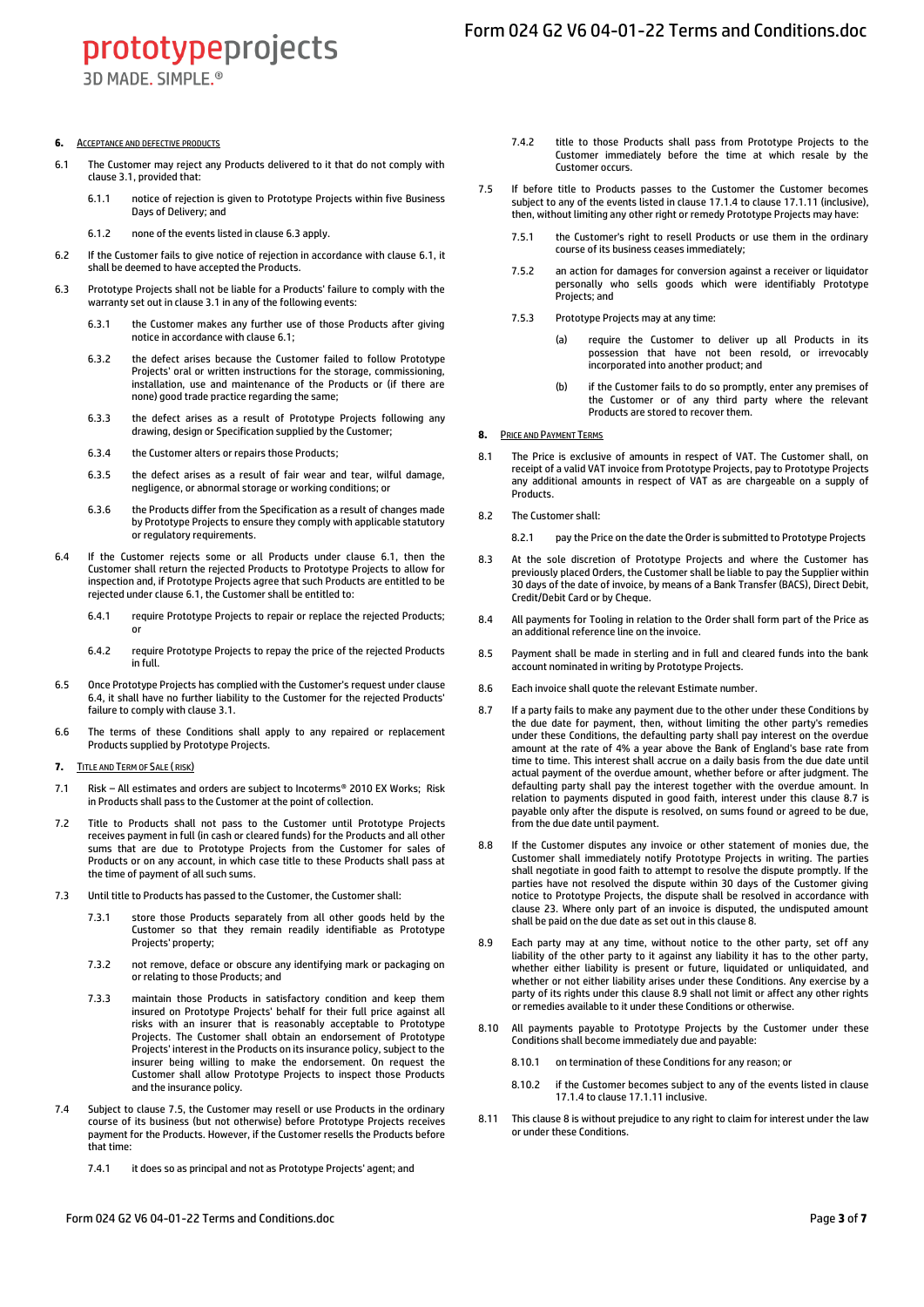## 6. ACCEPTANCE AND DEFECTIVE PRODUCTS

6.1 The Customer may reject any Products delivered to it that do not comply with clause 3.1, provided that:

6.1.1 notice of rejection is given to Prototype Projects within five Business Days of Delivery; and

6.1.2 none of the events listed in clause 6.3 apply.

6.2 If the Customer fails to give notice of rejection in accordance with clause 6.1, it shall be deemed to have accepted the Products.

6.3 Prototype Projects shall not be liable for a Products' failure to comply with the warranty set out in clause 3.1 in any of the following events:

6.3.1 the Customer makes any further use of those Products after giving notice in accordance with clause 6.1;

6.3.2 the defect arises because the Customer failed to follow Prototype Projects' oral or written instructions for the storage, commissioning, installation, use and maintenance of the Products or (if there are none) good trade practice regarding the same;

6.3.3 the defect arises as a result of Prototype Projects following any drawing, design or Specification supplied by the Customer;

6.3.4 the Customer alters or repairs those Products;

6.3.5 the defect arises as a result of fair wear and tear, wilful damage, negligence, or abnormal storage or working conditions; or

6.3.6 the Products differ from the Specification as a result of changes made by Prototype Projects to ensure they comply with applicable statutory or regulatory requirements.

6.4 If the Customer rejects some or all Products under clause 6.1, then the Customer shall return the rejected Products to Prototype Projects to allow for inspection and, if Prototype Projects agree that such Products are entitled to be rejected under clause 6.1, the Customer shall be entitled to:

6.4.1 require Prototype Projects to repair or replace the rejected Products; or

6.4.2 require Prototype Projects to repay the price of the rejected Products in full.

6.5 Once Prototype Projects has complied with the Customer's request under clause 6.4, it shall have no further liability to the Customer for the rejected Products' failure to comply with clause 3.1.

6.6 The terms of these Conditions shall apply to any repaired or replacement Products supplied by Prototype Projects.

## 7. TITLE AND TERM OF SALE (RISK)

7.1 Risk – All estimates and orders are subject to Incoterms® 2010 EX Works; Risk in Products shall pass to the Customer at the point of collection.

7.2 Title to Products shall not pass to the Customer until Prototype Projects receives payment in full (in cash or cleared funds) for the Products and all other sums that are due to Prototype Projects from the Customer for sales of Products or on any account, in which case title to these Products shall pass at the time of payment of all such sums.

7.3 Until title to Products has passed to the Customer, the Customer shall:

7.3.1 store those Products separately from all other goods held by the Customer so that they remain readily identifiable as Prototype Projects' property;

7.3.2 not remove, deface or obscure any identifying mark or packaging on or relating to those Products; and

7.3.3 maintain those Products in satisfactory condition and keep them insured on Prototype Projects' behalf for their full price against all risks with an insurer that is reasonably acceptable to Prototype Projects. The Customer shall obtain an endorsement of Prototype Projects' interest in the Products on its insurance policy, subject to the insurer being willing to make the endorsement. On request the Customer shall allow Prototype Projects to inspect those Products and the insurance policy.

7.4 Subject to clause 7.5, the Customer may resell or use Products in the ordinary course of its business (but not otherwise) before Prototype Projects receives payment for the Products. However, if the Customer resells the Products before that time:

7.4.1 it does so as principal and not as Prototype Projects' agent; and

7.4.2 title to those Products shall pass from Prototype Projects to the Customer immediately before the time at which resale by the Customer occurs.

7.5 If before title to Products passes to the Customer the Customer becomes subject to any of the events listed in clause 17.1.4 to clause 17.1.11 (inclusive), then, without limiting any other right or remedy Prototype Projects may have:

7.5.1 the Customer's right to resell Products or use them in the ordinary course of its business ceases immediately;

7.5.2 an action for damages for conversion against a receiver or liquidator personally who sells goods which were identifiably Prototype Projects; and

7.5.3 Prototype Projects may at any time:

(a) require the Customer to deliver up all Products in its possession that have not been resold, or irrevocably incorporated into another product; and

(b) if the Customer fails to do so promptly, enter any premises of the Customer or of any third party where the relevant Products are stored to recover them.

## 8. PRICE AND PAYMENT TERMS

8.1 The Price is exclusive of amounts in respect of VAT. The Customer shall, on receipt of a valid VAT invoice from Prototype Projects, pay to Prototype Projects any additional amounts in respect of VAT as are chargeable on a supply of Products.

8.2 The Customer shall:

8.2.1 pay the Price on the date the Order is submitted to Prototype Projects

8.3 At the sole discretion of Prototype Projects and where the Customer has previously placed Orders, the Customer shall be liable to pay the Supplier within 30 days of the date of invoice, by means of a Bank Transfer (BACS), Direct Debit, Credit/Debit Card or by Cheque.

8.4 All payments for Tooling in relation to the Order shall form part of the Price as an additional reference line on the invoice.

8.5 Payment shall be made in sterling and in full and cleared funds into the bank account nominated in writing by Prototype Projects.

8.6 Each invoice shall quote the relevant Estimate number.

8.7 If a party fails to make any payment due to the other under these Conditions by the due date for payment, then, without limiting the other party's remedies under these Conditions, the defaulting party shall pay interest on the overdue amount at the rate of 4% a year above the Bank of England's base rate from time to time. This interest shall accrue on a daily basis from the due date until actual payment of the overdue amount, whether before or after judgment. The defaulting party shall pay the interest together with the overdue amount. In relation to payments disputed in good faith, interest under this clause 8.7 is payable only after the dispute is resolved, on sums found or agreed to be due, from the due date until payment.

8.8 If the Customer disputes any invoice or other statement of monies due, the Customer shall immediately notify Prototype Projects in writing. The parties shall negotiate in good faith to attempt to resolve the dispute promptly. If the parties have not resolved the dispute within 30 days of the Customer giving notice to Prototype Projects, the dispute shall be resolved in accordance with clause 23. Where only part of an invoice is disputed, the undisputed amount shall be paid on the due date as set out in this clause 8.

8.9 Each party may at any time, without notice to the other party, set off any liability of the other party to it against any liability it has to the other party, whether either liability is present or future, liquidated or unliquidated, and whether or not either liability arises under these Conditions. Any exercise by a party of its rights under this clause 8.9 shall not limit or affect any other rights or remedies available to it under these Conditions or otherwise.

8.10 All payments payable to Prototype Projects by the Customer under these Conditions shall become immediately due and payable:

8.10.1 on termination of these Conditions for any reason; or

8.10.2 if the Customer becomes subject to any of the events listed in clause 17.1.4 to clause 17.1.11 inclusive.

8.11 This clause 8 is without prejudice to any right to claim for interest under the law or under these Conditions.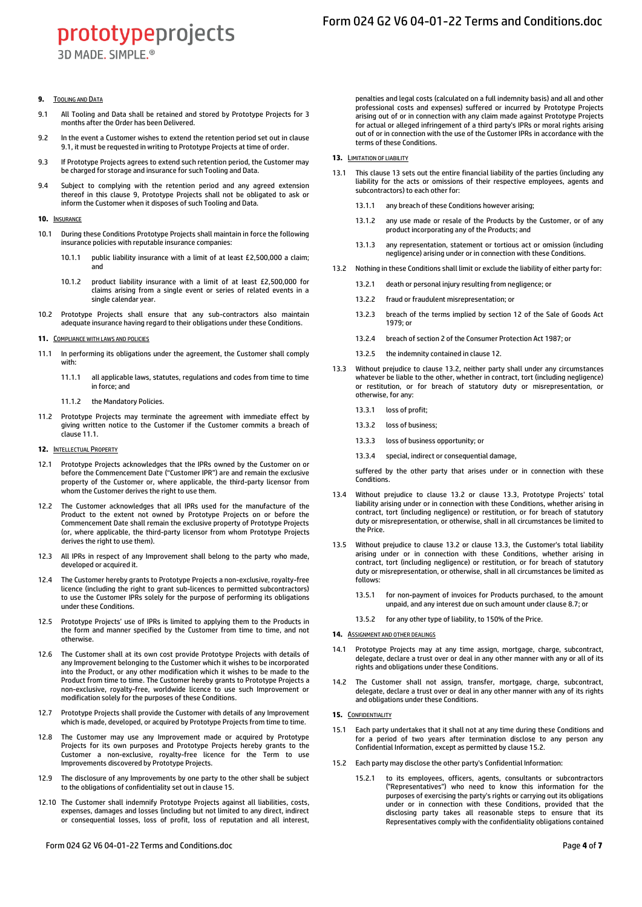## 9. Tooling and Data

9.1 All Tooling and Data shall be retained and stored by Prototype Projects for 3 months after the Order has been Delivered.

9.2 In the event a Customer wishes to extend the retention period set out in clause 9.1, it must be requested in writing to Prototype Projects at time of order.

9.3 If Prototype Projects agrees to extend such retention period, the Customer may be charged for storage and insurance for such Tooling and Data.

9.4 Subject to complying with the retention period and any agreed extension thereof in this clause 9, Prototype Projects shall not be obligated to ask or inform the Customer when it disposes of such Tooling and Data.

## 10. Insurance

10.1 During these Conditions Prototype Projects shall maintain in force the following insurance policies with reputable insurance companies:

10.1.1 public liability insurance with a limit of at least £2,500,000 a claim; and

10.1.2 product liability insurance with a limit of at least £2,500,000 for claims arising from a single event or series of related events in a single calendar year.

10.2 Prototype Projects shall ensure that any sub-contractors also maintain adequate insurance having regard to their obligations under these Conditions.

## 11. Compliance with Laws and Policies

11.1 In performing its obligations under the agreement, the Customer shall comply with:

11.1.1 all applicable laws, statutes, regulations and codes from time to time in force; and

11.1.2 the Mandatory Policies.

11.2 Prototype Projects may terminate the agreement with immediate effect by giving written notice to the Customer if the Customer commits a breach of clause 11.1.

## 12. Intellectual Property

12.1 Prototype Projects acknowledges that the IPRs owned by the Customer on or before the Commencement Date ("Customer IPR") are and remain the exclusive property of the Customer or, where applicable, the third-party licensor from whom the Customer derives the right to use them.

12.2 The Customer acknowledges that all IPRs used for the manufacture of the Product to the extent not owned by Prototype Projects on or before the Commencement Date shall remain the exclusive property of Prototype Projects (or, where applicable, the third-party licensor from whom Prototype Projects derives the right to use them).

12.3 All IPRs in respect of any Improvement shall belong to the party who made, developed or acquired it.

12.4 The Customer hereby grants to Prototype Projects a non-exclusive, royalty-free licence (including the right to grant sub-licences to permitted subcontractors) to use the Customer IPRs solely for the purpose of performing its obligations under these Conditions.

12.5 Prototype Projects' use of IPRs is limited to applying them to the Products in the form and manner specified by the Customer from time to time, and not otherwise.

12.6 The Customer shall at its own cost provide Prototype Projects with details of any Improvement belonging to the Customer which it wishes to be incorporated into the Product, or any other modification which it wishes to be made to the Product from time to time. The Customer hereby grants to Prototype Projects a non-exclusive, royalty-free, worldwide licence to use such Improvement or modification solely for the purposes of these Conditions.

12.7 Prototype Projects shall provide the Customer with details of any Improvement which is made, developed, or acquired by Prototype Projects from time to time.

12.8 The Customer may use any Improvement made or acquired by Prototype Projects for its own purposes and Prototype Projects hereby grants to the Customer a non-exclusive, royalty-free licence for the Term to use Improvements discovered by Prototype Projects.

12.9 The disclosure of any Improvements by one party to the other shall be subject to the obligations of confidentiality set out in clause 15.

12.10 The Customer shall indemnify Prototype Projects against all liabilities, costs, expenses, damages and losses (including but not limited to any direct, indirect or consequential losses, loss of profit, loss of reputation and all interest, penalties and legal costs (calculated on a full indemnity basis) and all and other professional costs and expenses) suffered or incurred by Prototype Projects arising out of or in connection with any claim made against Prototype Projects for actual or alleged infringement of a third party's IPRs or moral rights arising out of or in connection with the use of the Customer IPRs in accordance with the terms of these Conditions.

## 13. Limitation of Liability

13.1 This clause 13 sets out the entire financial liability of the parties (including any liability for the acts or omissions of their respective employees, agents and subcontractors) to each other for:

13.1.1 any breach of these Conditions however arising;

13.1.2 any use made or resale of the Products by the Customer, or of any product incorporating any of the Products; and

13.1.3 any representation, statement or tortious act or omission (including negligence) arising under or in connection with these Conditions.

13.2 Nothing in these Conditions shall limit or exclude the liability of either party for:

13.2.1 death or personal injury resulting from negligence; or

13.2.2 fraud or fraudulent misrepresentation; or

13.2.3 breach of the terms implied by section 12 of the Sale of Goods Act 1979; or

13.2.4 breach of section 2 of the Consumer Protection Act 1987; or

13.2.5 the indemnity contained in clause 12.

13.3 Without prejudice to clause 13.2, neither party shall under any circumstances whatever be liable to the other, whether in contract, tort (including negligence) or restitution, or for breach of statutory duty or misrepresentation, or otherwise, for any:

13.3.1 loss of profit;

13.3.2 loss of business;

13.3.3 loss of business opportunity; or

13.3.4 special, indirect or consequential damage,

suffered by the other party that arises under or in connection with these Conditions.

13.4 Without prejudice to clause 13.2 or clause 13.3, Prototype Projects' total liability arising under or in connection with these Conditions, whether arising in contract, tort (including negligence) or restitution, or for breach of statutory duty or misrepresentation, or otherwise, shall in all circumstances be limited to the Price.

13.5 Without prejudice to clause 13.2 or clause 13.3, the Customer's total liability arising under or in connection with these Conditions, whether arising in contract, tort (including negligence) or restitution, or for breach of statutory duty or misrepresentation, or otherwise, shall in all circumstances be limited as follows:

13.5.1 for non-payment of invoices for Products purchased, to the amount unpaid, and any interest due on such amount under clause 8.7; or

13.5.2 for any other type of liability, to 150% of the Price.

## 14. Assignment and Other Dealings

14.1 Prototype Projects may at any time assign, mortgage, charge, subcontract, delegate, declare a trust over or deal in any other manner with any or all of its rights and obligations under these Conditions.

14.2 The Customer shall not assign, transfer, mortgage, charge, subcontract, delegate, declare a trust over or deal in any other manner with any of its rights and obligations under these Conditions.

## 15. Confidentiality

15.1 Each party undertakes that it shall not at any time during these Conditions and for a period of two years after termination disclose to any person any Confidential Information, except as permitted by clause 15.2.

15.2 Each party may disclose the other party's Confidential Information:

15.2.1 to its employees, officers, agents, consultants or subcontractors ("Representatives") who need to know this information for the purposes of exercising the party's rights or carrying out its obligations under or in connection with these Conditions, provided that the disclosing party takes all reasonable steps to ensure that its Representatives comply with the confidentiality obligations contained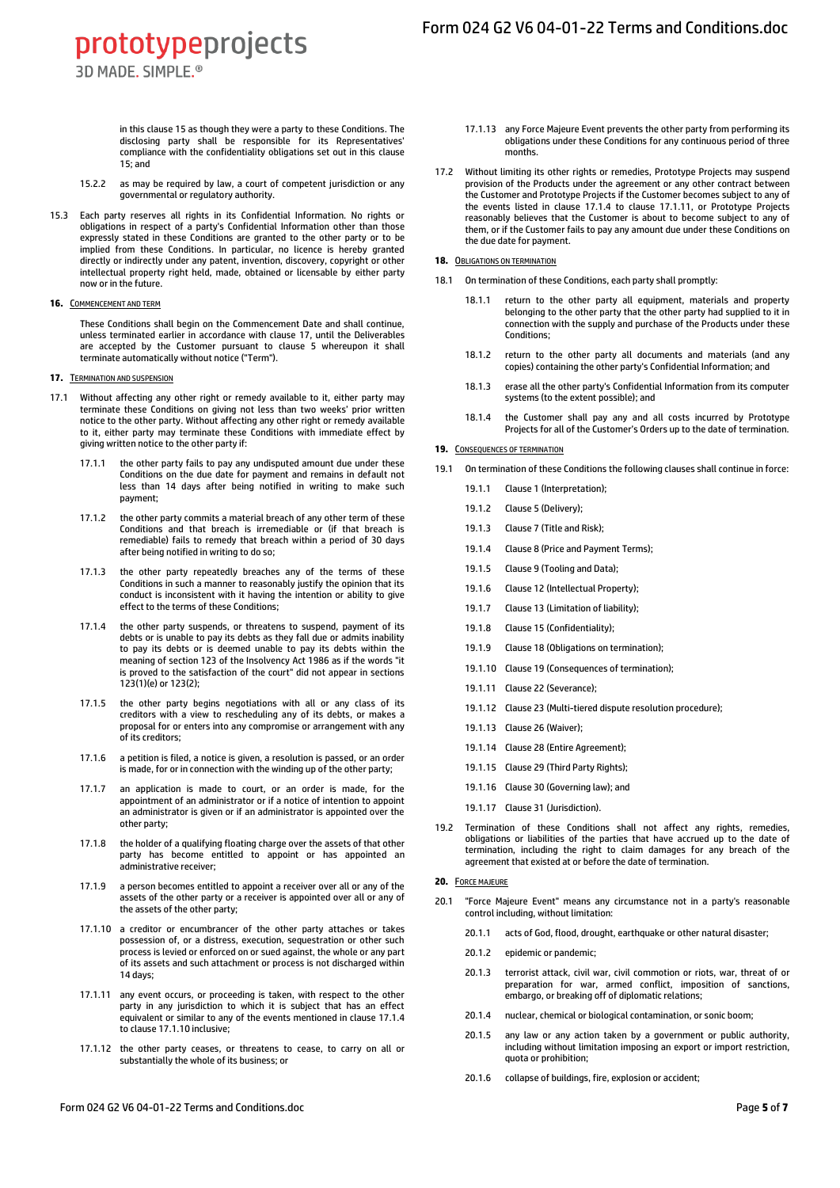in this clause 15 as though they were a party to these Conditions. The disclosing party shall be responsible for its Representatives' compliance with the confidentiality obligations set out in this clause 15; and

15.2.2 as may be required by law, a court of competent jurisdiction or any governmental or regulatory authority.

15.3 Each party reserves all rights in its Confidential Information. No rights or obligations in respect of a party's Confidential Information other than those expressly stated in these Conditions are granted to the other party or to be implied from these Conditions. In particular, no licence is hereby granted directly or indirectly under any patent, invention, discovery, copyright or other intellectual property right held, made, obtained or licensable by either party now or in the future.

**16. COMMENCEMENT AND TERM**

These Conditions shall begin on the Commencement Date and shall continue, unless terminated earlier in accordance with clause 17, until the Deliverables are accepted by the Customer pursuant to clause 5 whereupon it shall terminate automatically without notice ("Term").

**17. TERMINATION AND SUSPENSION**

17.1 Without affecting any other right or remedy available to it, either party may terminate these Conditions on giving not less than two weeks' prior written notice to the other party. Without affecting any other right or remedy available to it, either party may terminate these Conditions with immediate effect by giving written notice to the other party if:

17.1.1 the other party fails to pay any undisputed amount due under these Conditions on the due date for payment and remains in default not less than 14 days after being notified in writing to make such payment;

17.1.2 the other party commits a material breach of any other term of these Conditions and that breach is irremediable or (if that breach is remediable) fails to remedy that breach within a period of 30 days after being notified in writing to do so;

17.1.3 the other party repeatedly breaches any of the terms of these Conditions in such a manner to reasonably justify the opinion that its conduct is inconsistent with it having the intention or ability to give effect to the terms of these Conditions;

17.1.4 the other party suspends, or threatens to suspend, payment of its debts or is unable to pay its debts as they fall due or admits inability to pay its debts or is deemed unable to pay its debts within the meaning of section 123 of the Insolvency Act 1986 as if the words "it is proved to the satisfaction of the court" did not appear in sections 123(1)(e) or 123(2);

17.1.5 the other party begins negotiations with all or any class of its creditors with a view to rescheduling any of its debts, or makes a proposal for or enters into any compromise or arrangement with any of its creditors;

17.1.6 a petition is filed, a notice is given, a resolution is passed, or an order is made, for or in connection with the winding up of the other party;

17.1.7 an application is made to court, or an order is made, for the appointment of an administrator or if a notice of intention to appoint an administrator is given or if an administrator is appointed over the other party;

17.1.8 the holder of a qualifying floating charge over the assets of that other party has become entitled to appoint or has appointed an administrative receiver;

17.1.9 a person becomes entitled to appoint a receiver over all or any of the assets of the other party or a receiver is appointed over all or any of the assets of the other party;

17.1.10 a creditor or encumbrancer of the other party attaches or takes possession of, or a distress, execution, sequestration or other such process is levied or enforced on or sued against, the whole or any part of its assets and such attachment or process is not discharged within 14 days;

17.1.11 any event occurs, or proceeding is taken, with respect to the other party in any jurisdiction to which it is subject that has an effect equivalent or similar to any of the events mentioned in clause 17.1.4 to clause 17.1.10 inclusive;

17.1.12 the other party ceases, or threatens to cease, to carry on all or substantially the whole of its business; or

17.1.13 any Force Majeure Event prevents the other party from performing its obligations under these Conditions for any continuous period of three months.

17.2 Without limiting its other rights or remedies, Prototype Projects may suspend provision of the Products under the agreement or any other contract between the Customer and Prototype Projects if the Customer becomes subject to any of the events listed in clause 17.1.4 to clause 17.1.11, or Prototype Projects reasonably believes that the Customer is about to become subject to any of them, or if the Customer fails to pay any amount due under these Conditions on the due date for payment.

**18. OBLIGATIONS ON TERMINATION**

18.1 On termination of these Conditions, each party shall promptly:

18.1.1 return to the other party all equipment, materials and property belonging to the other party that the other party had supplied to it in connection with the supply and purchase of the Products under these Conditions;

18.1.2 return to the other party all documents and materials (and any copies) containing the other party's Confidential Information; and

18.1.3 erase all the other party's Confidential Information from its computer systems (to the extent possible); and

18.1.4 the Customer shall pay any and all costs incurred by Prototype Projects for all of the Customer's Orders up to the date of termination.

**19. CONSEQUENCES OF TERMINATION**

19.1 On termination of these Conditions the following clauses shall continue in force:

19.1.1 Clause 1 (Interpretation);

19.1.2 Clause 5 (Delivery);

19.1.3 Clause 7 (Title and Risk);

19.1.4 Clause 8 (Price and Payment Terms);

19.1.5 Clause 9 (Tooling and Data);

19.1.6 Clause 12 (Intellectual Property);

19.1.7 Clause 13 (Limitation of liability);

19.1.8 Clause 15 (Confidentiality);

19.1.9 Clause 18 (Obligations on termination);

19.1.10 Clause 19 (Consequences of termination);

19.1.11 Clause 22 (Severance);

19.1.12 Clause 23 (Multi-tiered dispute resolution procedure);

19.1.13 Clause 26 (Waiver);

19.1.14 Clause 28 (Entire Agreement);

19.1.15 Clause 29 (Third Party Rights);

19.1.16 Clause 30 (Governing law); and

19.1.17 Clause 31 (Jurisdiction).

19.2 Termination of these Conditions shall not affect any rights, remedies, obligations or liabilities of the parties that have accrued up to the date of termination, including the right to claim damages for any breach of the agreement that existed at or before the date of termination.

**20. FORCE MAJEURE**

20.1 "Force Majeure Event" means any circumstance not in a party's reasonable control including, without limitation:

20.1.1 acts of God, flood, drought, earthquake or other natural disaster;

20.1.2 epidemic or pandemic;

20.1.3 terrorist attack, civil war, civil commotion or riots, war, threat of or preparation for war, armed conflict, imposition of sanctions, embargo, or breaking off of diplomatic relations;

20.1.4 nuclear, chemical or biological contamination, or sonic boom;

20.1.5 any law or any action taken by a government or public authority, including without limitation imposing an export or import restriction, quota or prohibition;

20.1.6 collapse of buildings, fire, explosion or accident;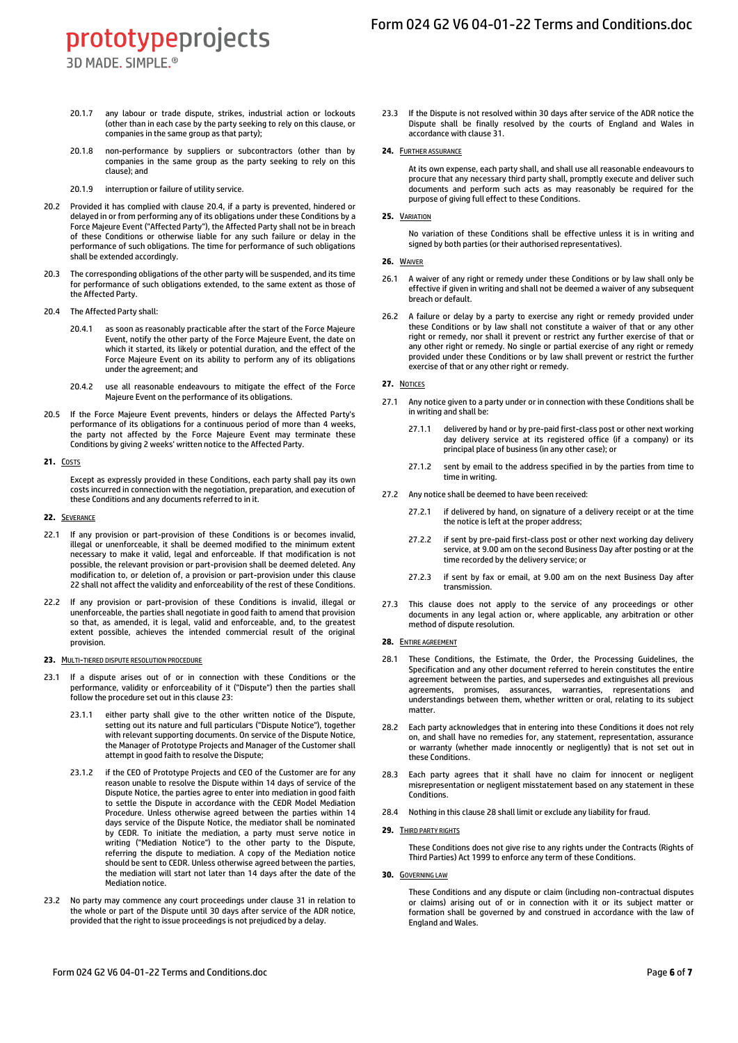20.1.7 any labour or trade dispute, strikes, industrial action or lockouts (other than in each case by the party seeking to rely on this clause, or companies in the same group as that party);

20.1.8 non-performance by suppliers or subcontractors (other than by companies in the same group as the party seeking to rely on this clause); and

20.1.9 interruption or failure of utility service.

20.2 Provided it has complied with clause 20.4, if a party is prevented, hindered or delayed in or from performing any of its obligations under these Conditions by a Force Majeure Event ("Affected Party"), the Affected Party shall not be in breach of these Conditions or otherwise liable for any such failure or delay in the performance of such obligations. The time for performance of such obligations shall be extended accordingly.

20.3 The corresponding obligations of the other party will be suspended, and its time for performance of such obligations extended, to the same extent as those of the Affected Party.

20.4 The Affected Party shall:

20.4.1 as soon as reasonably practicable after the start of the Force Majeure Event, notify the other party of the Force Majeure Event, the date on which it started, its likely or potential duration, and the effect of the Force Majeure Event on its ability to perform any of its obligations under the agreement; and

20.4.2 use all reasonable endeavours to mitigate the effect of the Force Majeure Event on the performance of its obligations.

20.5 If the Force Majeure Event prevents, hinders or delays the Affected Party's performance of its obligations for a continuous period of more than 4 weeks, the party not affected by the Force Majeure Event may terminate these Conditions by giving 2 weeks' written notice to the Affected Party.

## 21. Costs

Except as expressly provided in these Conditions, each party shall pay its own costs incurred in connection with the negotiation, preparation, and execution of these Conditions and any documents referred to in it.

## 22. Severance

22.1 If any provision or part-provision of these Conditions is or becomes invalid, illegal or unenforceable, it shall be deemed modified to the minimum extent necessary to make it valid, legal and enforceable. If that modification is not possible, the relevant provision or part-provision shall be deemed deleted. Any modification to, or deletion of, a provision or part-provision under this clause 22 shall not affect the validity and enforceability of the rest of these Conditions.

22.2 If any provision or part-provision of these Conditions is invalid, illegal or unenforceable, the parties shall negotiate in good faith to amend that provision so that, as amended, it is legal, valid and enforceable, and, to the greatest extent possible, achieves the intended commercial result of the original provision.

## 23. Multi-tiered dispute resolution procedure

23.1 If a dispute arises out of or in connection with these Conditions or the performance, validity or enforceability of it ("Dispute") then the parties shall follow the procedure set out in this clause 23:

23.1.1 either party shall give to the other written notice of the Dispute, setting out its nature and full particulars ("Dispute Notice"), together with relevant supporting documents. On service of the Dispute Notice, the Manager of Prototype Projects and Manager of the Customer shall attempt in good faith to resolve the Dispute;

23.1.2 if the CEO of Prototype Projects and CEO of the Customer are for any reason unable to resolve the Dispute within 14 days of service of the Dispute Notice, the parties agree to enter into mediation in good faith to settle the Dispute in accordance with the CEDR Model Mediation Procedure. Unless otherwise agreed between the parties within 14 days service of the Dispute Notice, the mediator shall be nominated by CEDR. To initiate the mediation, a party must serve notice in writing ("Mediation Notice") to the other party to the Dispute, referring the dispute to mediation. A copy of the Mediation notice should be sent to CEDR. Unless otherwise agreed between the parties, the mediation will start not later than 14 days after the date of the Mediation notice.

23.2 No party may commence any court proceedings under clause 31 in relation to the whole or part of the Dispute until 30 days after service of the ADR notice, provided that the right to issue proceedings is not prejudiced by a delay.

23.3 If the Dispute is not resolved within 30 days after service of the ADR notice the Dispute shall be finally resolved by the courts of England and Wales in accordance with clause 31.

## 24. Further assurance

At its own expense, each party shall, and shall use all reasonable endeavours to procure that any necessary third party shall, promptly execute and deliver such documents and perform such acts as may reasonably be required for the purpose of giving full effect to these Conditions.

## 25. Variation

No variation of these Conditions shall be effective unless it is in writing and signed by both parties (or their authorised representatives).

## 26. Waiver

26.1 A waiver of any right or remedy under these Conditions or by law shall only be effective if given in writing and shall not be deemed a waiver of any subsequent breach or default.

26.2 A failure or delay by a party to exercise any right or remedy provided under these Conditions or by law shall not constitute a waiver of that or any other right or remedy, nor shall it prevent or restrict any further exercise of that or any other right or remedy. No single or partial exercise of any right or remedy provided under these Conditions or by law shall prevent or restrict the further exercise of that or any other right or remedy.

## 27. Notices

27.1 Any notice given to a party under or in connection with these Conditions shall be in writing and shall be:

27.1.1 delivered by hand or by pre-paid first-class post or other next working day delivery service at its registered office (if a company) or its principal place of business (in any other case); or

27.1.2 sent by email to the address specified in by the parties from time to time in writing.

27.2 Any notice shall be deemed to have been received:

27.2.1 if delivered by hand, on signature of a delivery receipt or at the time the notice is left at the proper address;

27.2.2 if sent by pre-paid first-class post or other next working day delivery service, at 9.00 am on the second Business Day after posting or at the time recorded by the delivery service; or

27.2.3 if sent by fax or email, at 9.00 am on the next Business Day after transmission.

27.3 This clause does not apply to the service of any proceedings or other documents in any legal action or, where applicable, any arbitration or other method of dispute resolution.

## 28. Entire agreement

28.1 These Conditions, the Estimate, the Order, the Processing Guidelines, the Specification and any other document referred to herein constitutes the entire agreement between the parties, and supersedes and extinguishes all previous agreements, promises, assurances, warranties, representations and understandings between them, whether written or oral, relating to its subject matter.

28.2 Each party acknowledges that in entering into these Conditions it does not rely on, and shall have no remedies for, any statement, representation, assurance or warranty (whether made innocently or negligently) that is not set out in these Conditions.

28.3 Each party agrees that it shall have no claim for innocent or negligent misrepresentation or negligent misstatement based on any statement in these Conditions.

28.4 Nothing in this clause 28 shall limit or exclude any liability for fraud.

## 29. Third party rights

These Conditions does not give rise to any rights under the Contracts (Rights of Third Parties) Act 1999 to enforce any term of these Conditions.

## 30. Governing law

These Conditions and any dispute or claim (including non-contractual disputes or claims) arising out of or in connection with it or its subject matter or formation shall be governed by and construed in accordance with the law of England and Wales.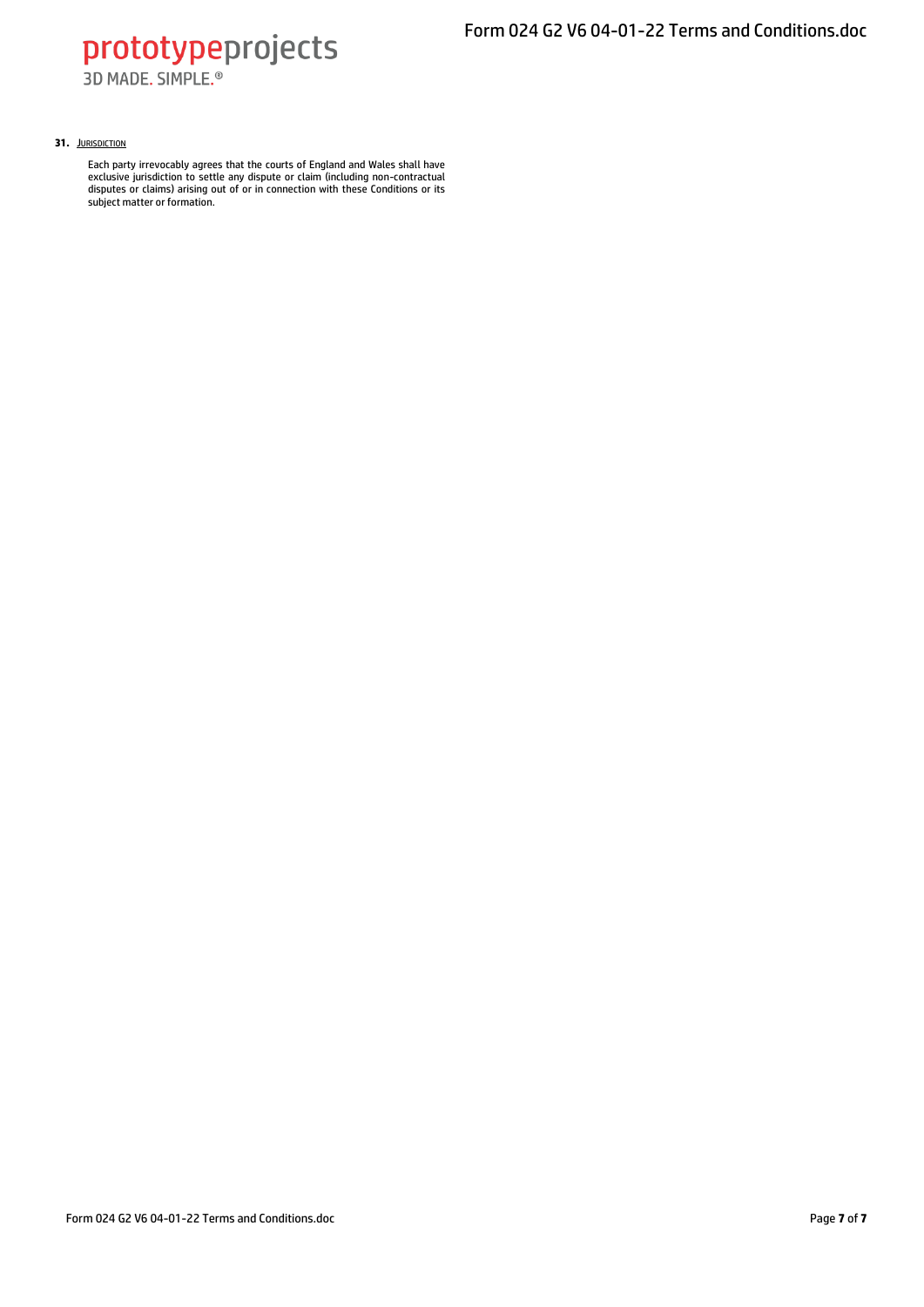**31. JURISDICTION**

Each party irrevocably agrees that the courts of England and Wales shall have exclusive jurisdiction to settle any dispute or claim (including non-contractual disputes or claims) arising out of or in connection with these Conditions or its subject matter or formation.